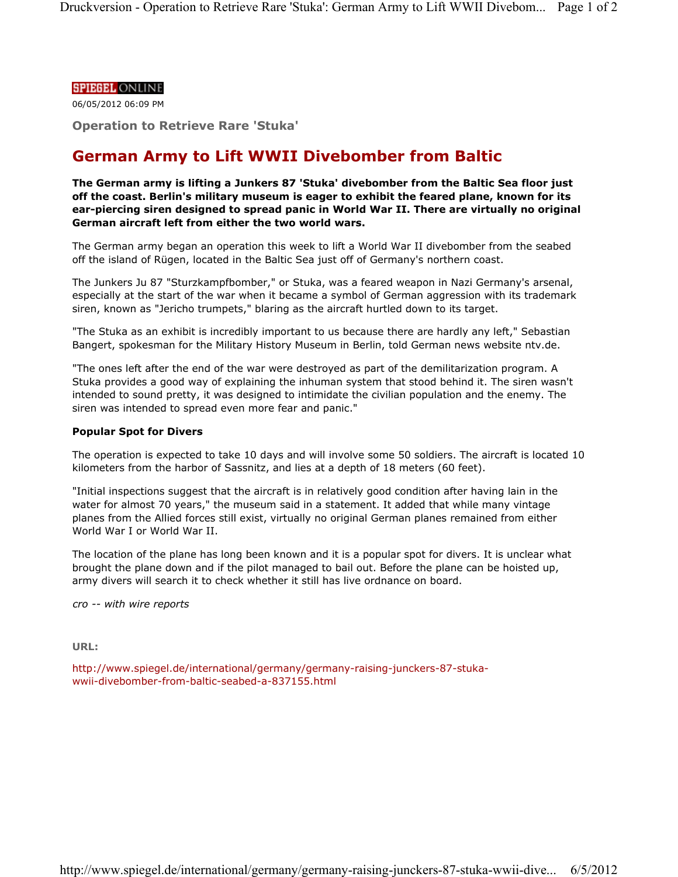SPIEGEL ONLINE

06/05/2012 06:09 PM

### Operation to Retrieve Rare 'Stuka'

# German Army to Lift WWII Divebomber from Baltic

**The German army is lifting a Junkers 87 'Stuka' divebomber from the Baltic Sea floor just off the coast. Berlin's military museum is eager to exhibit the feared plane, known for its ear-piercing siren designed to spread panic in World War II. There are virtually no original German aircraft left from either the two world wars.**

The German army began an operation this week to lift a World War II divebomber from the seabed off the island of Rügen, located in the Baltic Sea just off of Germany's northern coast.

The Junkers Ju 87 "Sturzkampfbomber," or Stuka, was a feared weapon in Nazi Germany's arsenal, especially at the start of the war when it became a symbol of German aggression with its trademark siren, known as "Jericho trumpets," blaring as the aircraft hurtled down to its target.

"The Stuka as an exhibit is incredibly important to us because there are hardly any left," Sebastian Bangert, spokesman for the Military History Museum in Berlin, told German news website ntv.de.

"The ones left after the end of the war were destroyed as part of the demilitarization program. A Stuka provides a good way of explaining the inhuman system that stood behind it. The siren wasn't intended to sound pretty, it was designed to intimidate the civilian population and the enemy. The siren was intended to spread even more fear and panic."

**Popular Spot for Divers**

The operation is expected to take 10 days and will involve some 50 soldiers. The aircraft is located 10 kilometers from the harbor of Sassnitz, and lies at a depth of 18 meters (60 feet).

"Initial inspections suggest that the aircraft is in relatively good condition after having lain in the water for almost 70 years," the museum said in a statement. It added that while many vintage planes from the Allied forces still exist, virtually no original German planes remained from either World War I or World War II.

The location of the plane has long been known and it is a popular spot for divers. It is unclear what brought the plane down and if the pilot managed to bail out. Before the plane can be hoisted up, army divers will search it to check whether it still has live ordnance on board.

*cro -- with wire reports*

**URL:**

http://www.spiegel.de/international/germany/germany-raising-junckers-87-stuka-wwii-divebomber-from-baltic-seabed-a-837155.html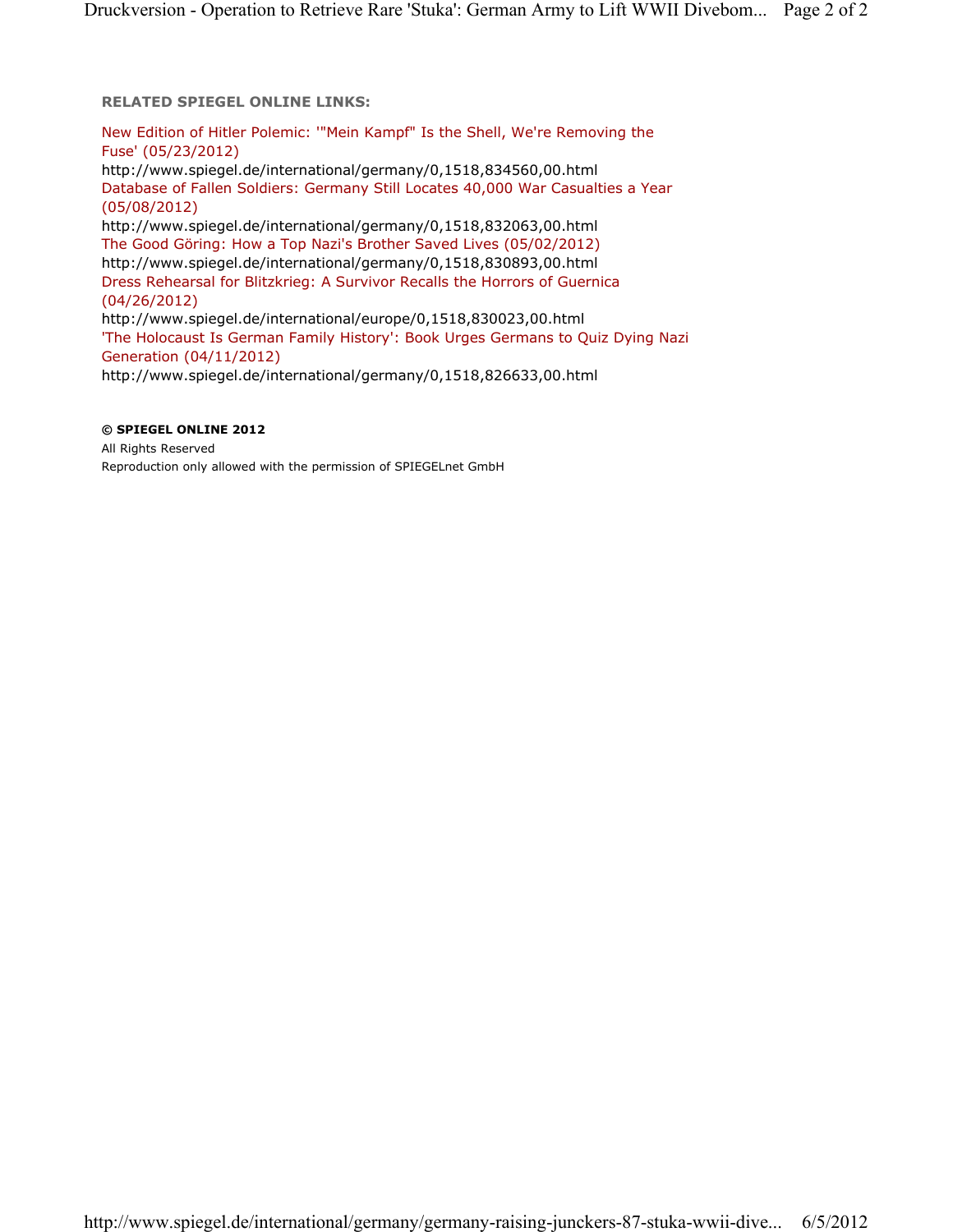**RELATED SPIEGEL ONLINE LINKS:**

New Edition of Hitler Polemic: '"Mein Kampf" Is the Shell, We're Removing the Fuse' (05/23/2012)
http://www.spiegel.de/international/germany/0,1518,834560,00.html

Database of Fallen Soldiers: Germany Still Locates 40,000 War Casualties a Year (05/08/2012)
http://www.spiegel.de/international/germany/0,1518,832063,00.html

The Good Göring: How a Top Nazi's Brother Saved Lives (05/02/2012)
http://www.spiegel.de/international/germany/0,1518,830893,00.html

Dress Rehearsal for Blitzkrieg: A Survivor Recalls the Horrors of Guernica (04/26/2012)
http://www.spiegel.de/international/europe/0,1518,830023,00.html

'The Holocaust Is German Family History': Book Urges Germans to Quiz Dying Nazi Generation (04/11/2012)
http://www.spiegel.de/international/germany/0,1518,826633,00.html

**© SPIEGEL ONLINE 2012**

All Rights Reserved

Reproduction only allowed with the permission of SPIEGELnet GmbH